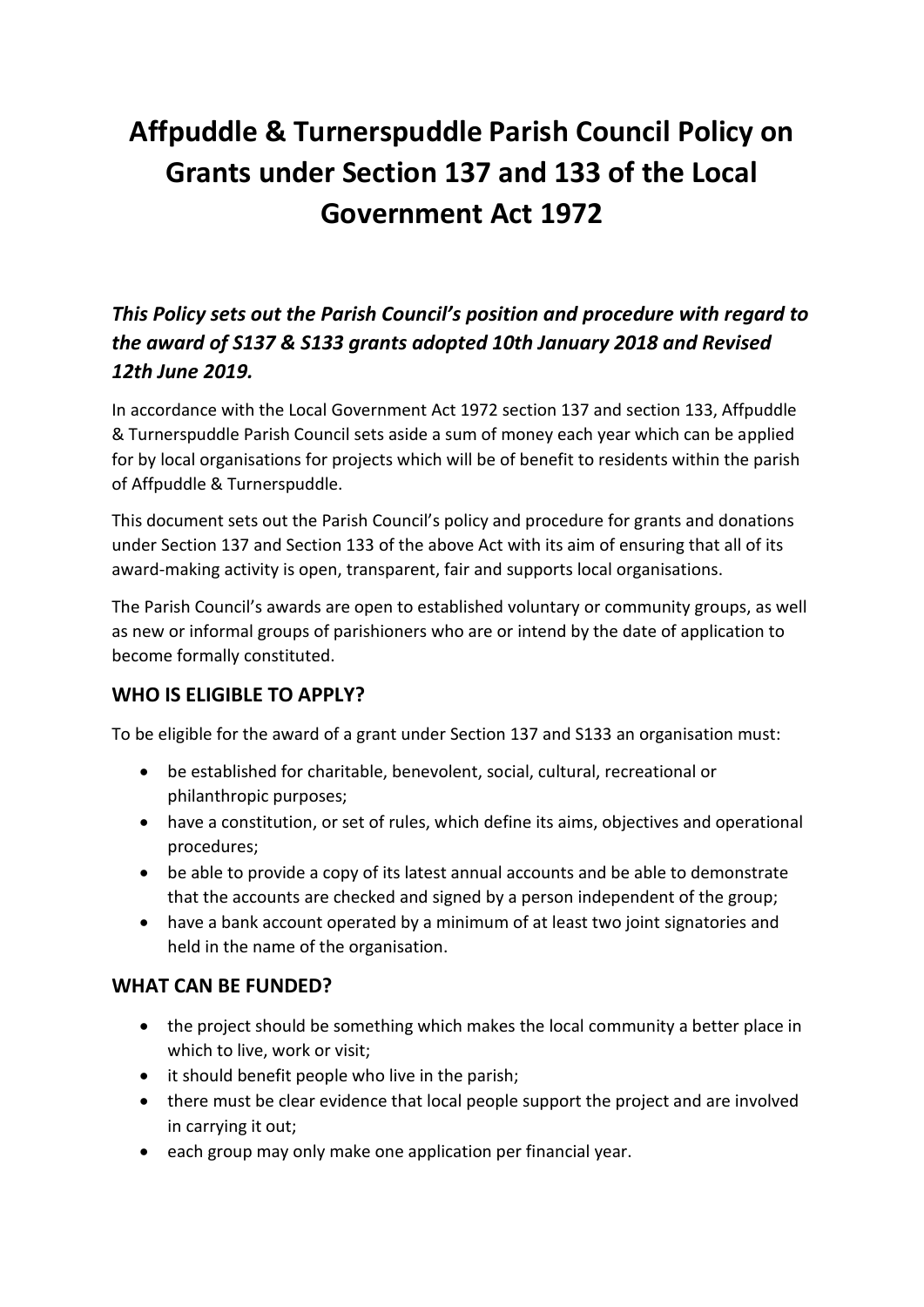# Affpuddle & Turnerspuddle Parish Council Policy on Grants under Section 137 and 133 of the Local Government Act 1972

## *This Policy sets out the Parish Council's position and procedure with regard to the award of S137 & S133 grants adopted 10th January 2018 and Revised 12th June 2019.*

In accordance with the Local Government Act 1972 section 137 and section 133, Affpuddle & Turnerspuddle Parish Council sets aside a sum of money each year which can be applied for by local organisations for projects which will be of benefit to residents within the parish of Affpuddle & Turnerspuddle.

This document sets out the Parish Council's policy and procedure for grants and donations under Section 137 and Section 133 of the above Act with its aim of ensuring that all of its award-making activity is open, transparent, fair and supports local organisations.

The Parish Council's awards are open to established voluntary or community groups, as well as new or informal groups of parishioners who are or intend by the date of application to become formally constituted.

### WHO IS ELIGIBLE TO APPLY?

To be eligible for the award of a grant under Section 137 and S133 an organisation must:

- be established for charitable, benevolent, social, cultural, recreational or philanthropic purposes;
- have a constitution, or set of rules, which define its aims, objectives and operational procedures;
- be able to provide a copy of its latest annual accounts and be able to demonstrate that the accounts are checked and signed by a person independent of the group;
- have a bank account operated by a minimum of at least two joint signatories and held in the name of the organisation.

### WHAT CAN BE FUNDED?

- the project should be something which makes the local community a better place in which to live, work or visit;
- it should benefit people who live in the parish;
- there must be clear evidence that local people support the project and are involved in carrying it out;
- each group may only make one application per financial year.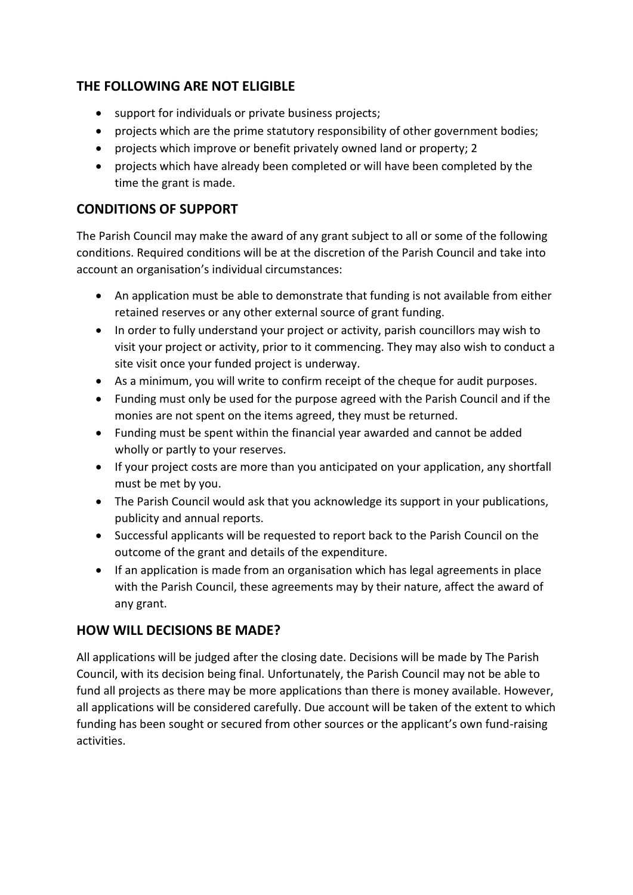## THE FOLLOWING ARE NOT ELIGIBLE

- support for individuals or private business projects;
- projects which are the prime statutory responsibility of other government bodies;
- projects which improve or benefit privately owned land or property; 2
- projects which have already been completed or will have been completed by the time the grant is made.

## CONDITIONS OF SUPPORT

The Parish Council may make the award of any grant subject to all or some of the following conditions. Required conditions will be at the discretion of the Parish Council and take into account an organisation's individual circumstances:

- An application must be able to demonstrate that funding is not available from either retained reserves or any other external source of grant funding.
- In order to fully understand your project or activity, parish councillors may wish to visit your project or activity, prior to it commencing. They may also wish to conduct a site visit once your funded project is underway.
- As a minimum, you will write to confirm receipt of the cheque for audit purposes.
- Funding must only be used for the purpose agreed with the Parish Council and if the monies are not spent on the items agreed, they must be returned.
- Funding must be spent within the financial year awarded and cannot be added wholly or partly to your reserves.
- If your project costs are more than you anticipated on your application, any shortfall must be met by you.
- The Parish Council would ask that you acknowledge its support in your publications, publicity and annual reports.
- Successful applicants will be requested to report back to the Parish Council on the outcome of the grant and details of the expenditure.
- If an application is made from an organisation which has legal agreements in place with the Parish Council, these agreements may by their nature, affect the award of any grant.

## HOW WILL DECISIONS BE MADE?

All applications will be judged after the closing date. Decisions will be made by The Parish Council, with its decision being final. Unfortunately, the Parish Council may not be able to fund all projects as there may be more applications than there is money available. However, all applications will be considered carefully. Due account will be taken of the extent to which funding has been sought or secured from other sources or the applicant's own fund-raising activities.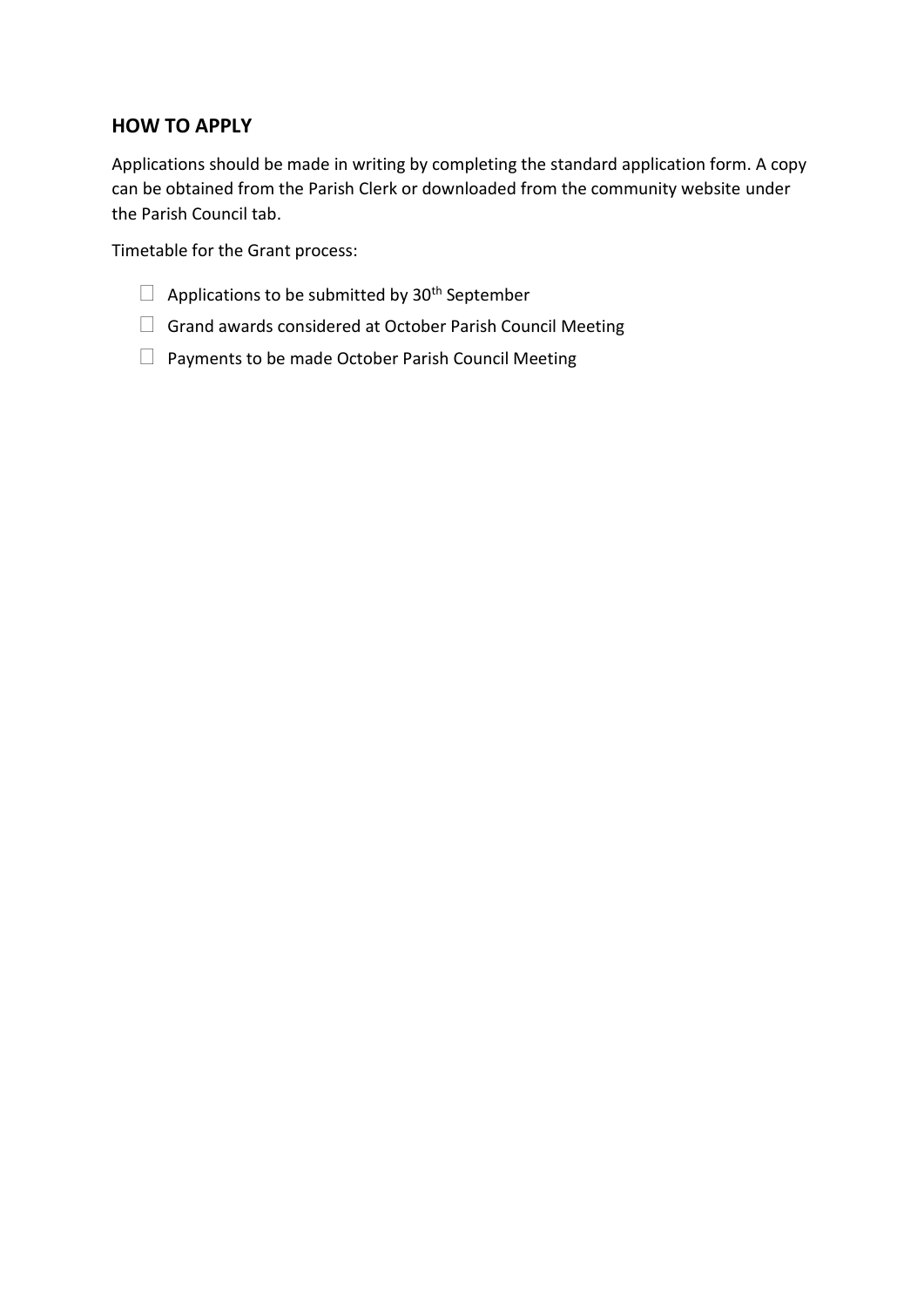## HOW TO APPLY

Applications should be made in writing by completing the standard application form. A copy can be obtained from the Parish Clerk or downloaded from the community website under the Parish Council tab.

Timetable for the Grant process:

- Applications to be submitted by 30th September
- Grand awards considered at October Parish Council Meeting
- Payments to be made October Parish Council Meeting